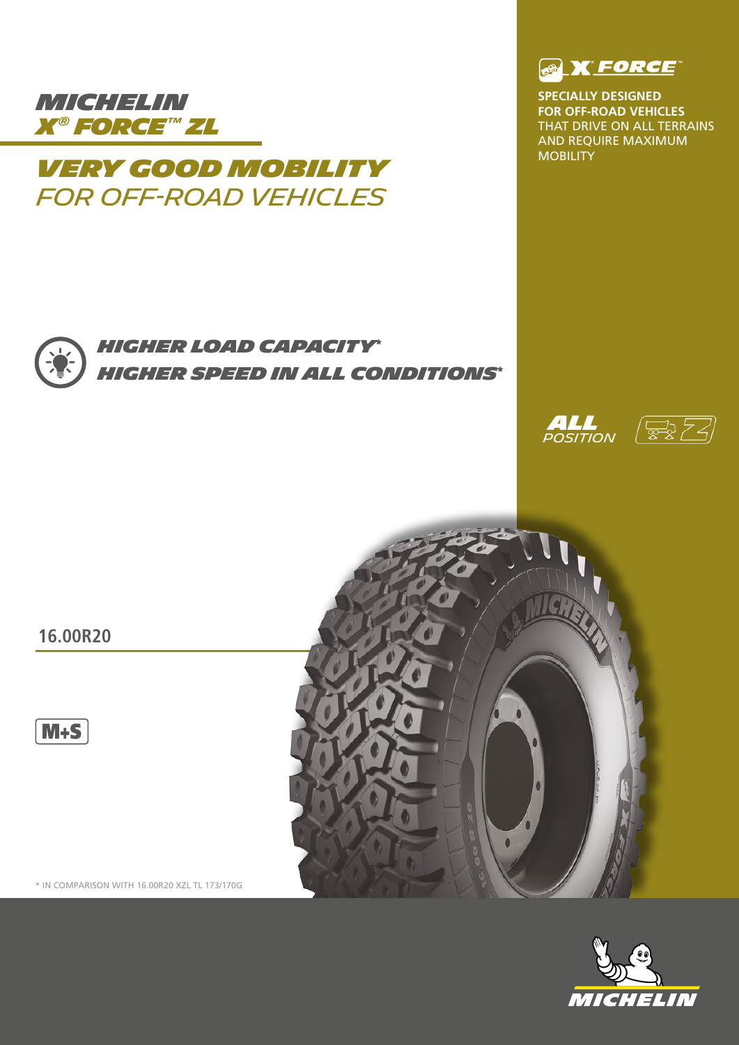# MICHELIN X® FORCE™ ZL

## VERY GOOD MOBILITY
FOR OFF-ROAD VEHICLES

X FORCE™

**SPECIALLY DESIGNED FOR OFF-ROAD VEHICLES** THAT DRIVE ON ALL TERRAINS AND REQUIRE MAXIMUM MOBILITY

**HIGHER LOAD CAPACITY***
**HIGHER SPEED IN ALL CONDITIONS***

**ALL** POSITION

**16.00R20**

M+S

* IN COMPARISON WITH 16.00R20 XZL TL 173/170G

MICHELIN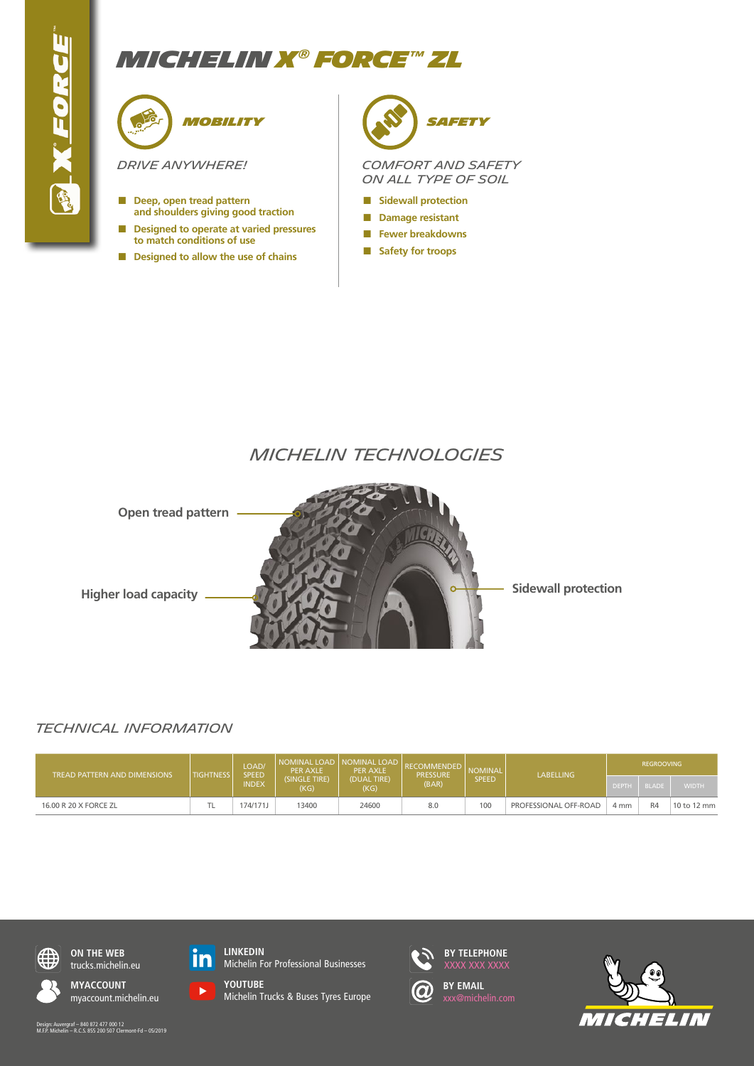# MICHELIN X® FORCE™ ZL

## MOBILITY

*DRIVE ANYWHERE!*

- **Deep, open tread pattern and shoulders giving good traction**
- **Designed to operate at varied pressures to match conditions of use**
- **Designed to allow the use of chains**

## SAFETY

*COMFORT AND SAFETY ON ALL TYPE OF SOIL*

- **Sidewall protection**
- **Damage resistant**
- **Fewer breakdowns**
- **Safety for troops**

## MICHELIN TECHNOLOGIES

Open tread pattern

Higher load capacity

Sidewall protection

## TECHNICAL INFORMATION

| TREAD PATTERN AND DIMENSIONS | TIGHTNESS | LOAD/ SPEED INDEX | NOMINAL LOAD PER AXLE (SINGLE TIRE) (KG) | NOMINAL LOAD PER AXLE (DUAL TIRE) (KG) | RECOMMENDED PRESSURE (BAR) | NOMINAL SPEED | LABELLING | REGROOVING | | |
|---|---|---|---|---|---|---|---|---|---|---|
| | | | | | | | | DEPTH | BLADE | WIDTH |
| 16.00 R 20 X FORCE ZL | TL | 174/171J | 13400 | 24600 | 8.0 | 100 | PROFESSIONAL OFF-ROAD | 4 mm | R4 | 10 to 12 mm |

**ON THE WEB**
trucks.michelin.eu

**MYACCOUNT**
myaccount.michelin.eu

**LINKEDIN**
Michelin For Professional Businesses

**YOUTUBE**
Michelin Trucks & Buses Tyres Europe

**BY TELEPHONE**
XXXX XXX XXXX

**BY EMAIL**
xxx@michelin.com

Design: Auvergraf – 840 872 477 000 12
M.F.P. Michelin – R.C.S. 855 200 507 Clermont-Fd – 05/2019